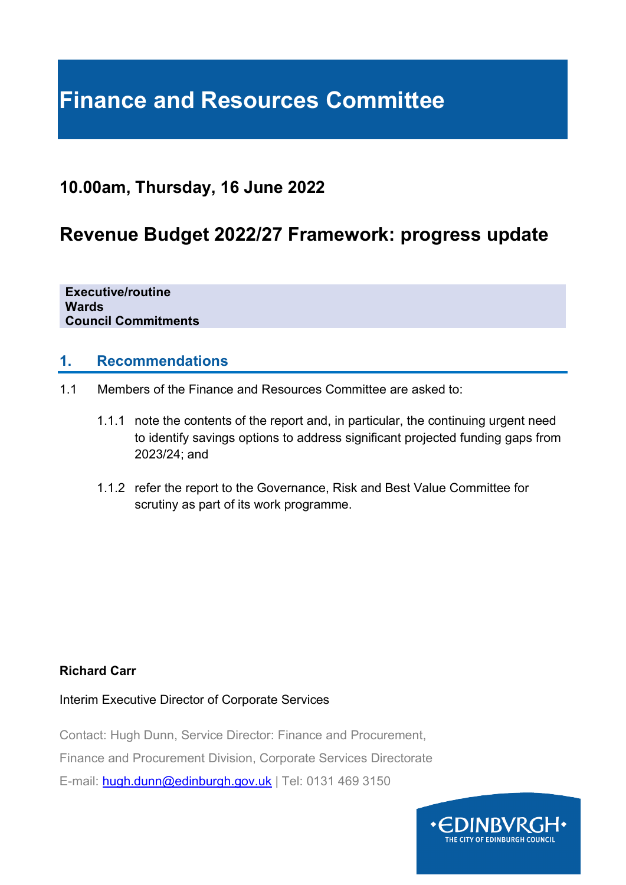# Finance and Resources Committee

## 10.00am, Thursday, 16 June 2022

## Revenue Budget 2022/27 Framework: progress update

**Executive/routine**
**Wards**
**Council Commitments**

### 1. Recommendations

1.1 Members of the Finance and Resources Committee are asked to:

1.1.1 note the contents of the report and, in particular, the continuing urgent need to identify savings options to address significant projected funding gaps from 2023/24; and

1.1.2 refer the report to the Governance, Risk and Best Value Committee for scrutiny as part of its work programme.

**Richard Carr**

Interim Executive Director of Corporate Services

Contact: Hugh Dunn, Service Director: Finance and Procurement,

Finance and Procurement Division, Corporate Services Directorate

E-mail: hugh.dunn@edinburgh.gov.uk | Tel: 0131 469 3150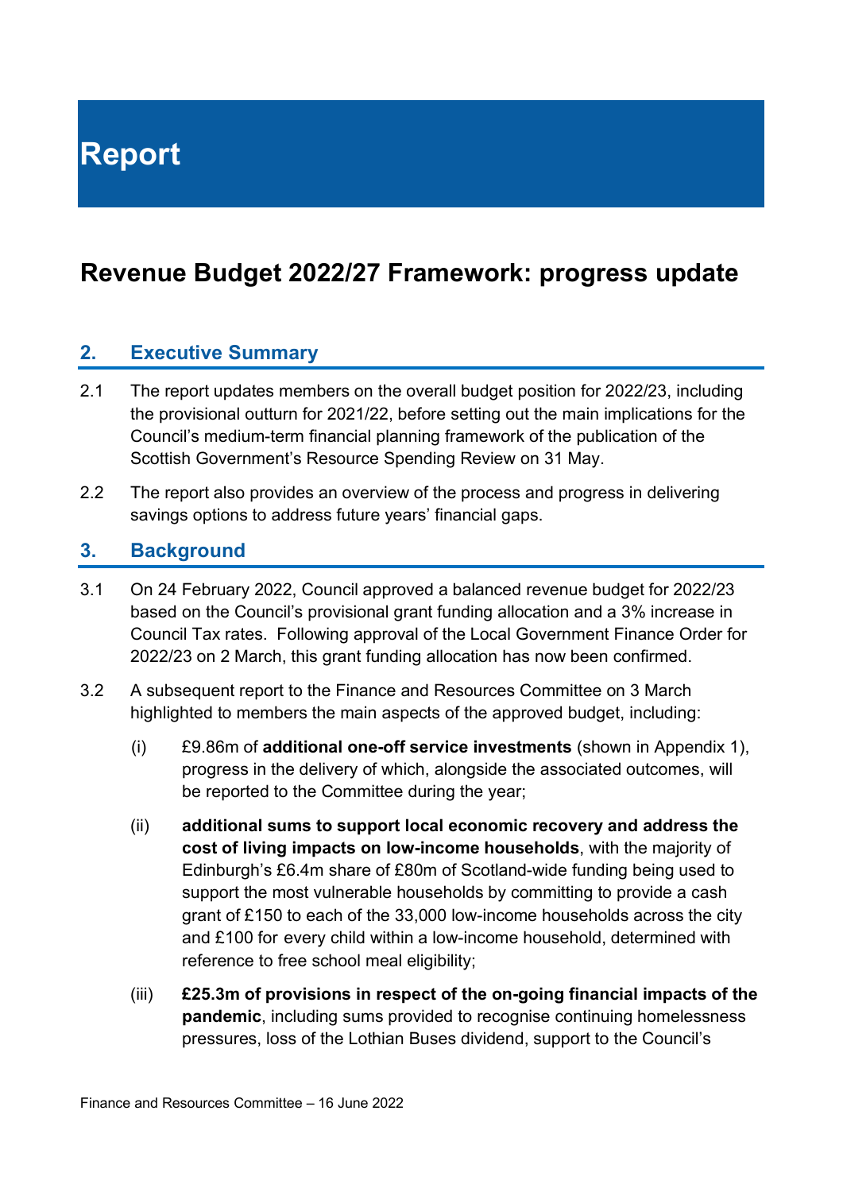# Report

## Revenue Budget 2022/27 Framework: progress update

### 2. Executive Summary

2.1 The report updates members on the overall budget position for 2022/23, including the provisional outturn for 2021/22, before setting out the main implications for the Council's medium-term financial planning framework of the publication of the Scottish Government's Resource Spending Review on 31 May.

2.2 The report also provides an overview of the process and progress in delivering savings options to address future years' financial gaps.

### 3. Background

3.1 On 24 February 2022, Council approved a balanced revenue budget for 2022/23 based on the Council's provisional grant funding allocation and a 3% increase in Council Tax rates. Following approval of the Local Government Finance Order for 2022/23 on 2 March, this grant funding allocation has now been confirmed.

3.2 A subsequent report to the Finance and Resources Committee on 3 March highlighted to members the main aspects of the approved budget, including:

(i) £9.86m of **additional one-off service investments** (shown in Appendix 1), progress in the delivery of which, alongside the associated outcomes, will be reported to the Committee during the year;

(ii) **additional sums to support local economic recovery and address the cost of living impacts on low-income households**, with the majority of Edinburgh's £6.4m share of £80m of Scotland-wide funding being used to support the most vulnerable households by committing to provide a cash grant of £150 to each of the 33,000 low-income households across the city and £100 for every child within a low-income household, determined with reference to free school meal eligibility;

(iii) **£25.3m of provisions in respect of the on-going financial impacts of the pandemic**, including sums provided to recognise continuing homelessness pressures, loss of the Lothian Buses dividend, support to the Council's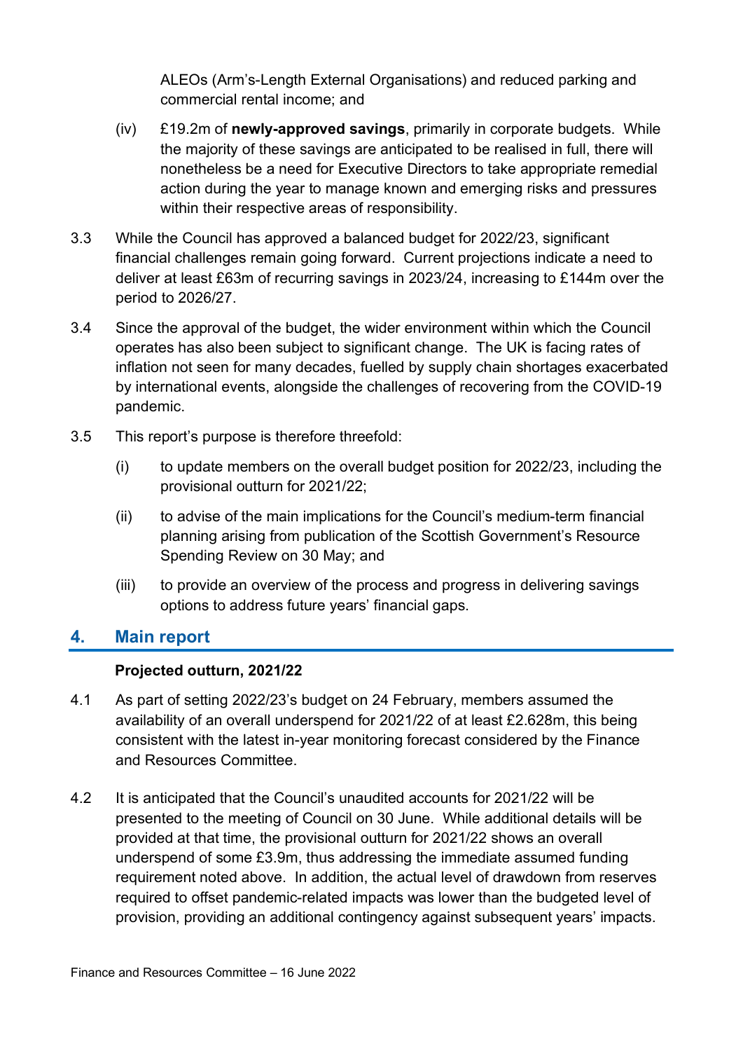ALEOs (Arm's-Length External Organisations) and reduced parking and commercial rental income; and

(iv) £19.2m of **newly-approved savings**, primarily in corporate budgets. While the majority of these savings are anticipated to be realised in full, there will nonetheless be a need for Executive Directors to take appropriate remedial action during the year to manage known and emerging risks and pressures within their respective areas of responsibility.

3.3 While the Council has approved a balanced budget for 2022/23, significant financial challenges remain going forward. Current projections indicate a need to deliver at least £63m of recurring savings in 2023/24, increasing to £144m over the period to 2026/27.

3.4 Since the approval of the budget, the wider environment within which the Council operates has also been subject to significant change. The UK is facing rates of inflation not seen for many decades, fuelled by supply chain shortages exacerbated by international events, alongside the challenges of recovering from the COVID-19 pandemic.

3.5 This report's purpose is therefore threefold:

(i) to update members on the overall budget position for 2022/23, including the provisional outturn for 2021/22;

(ii) to advise of the main implications for the Council's medium-term financial planning arising from publication of the Scottish Government's Resource Spending Review on 30 May; and

(iii) to provide an overview of the process and progress in delivering savings options to address future years' financial gaps.

## 4. Main report

**Projected outturn, 2021/22**

4.1 As part of setting 2022/23's budget on 24 February, members assumed the availability of an overall underspend for 2021/22 of at least £2.628m, this being consistent with the latest in-year monitoring forecast considered by the Finance and Resources Committee.

4.2 It is anticipated that the Council's unaudited accounts for 2021/22 will be presented to the meeting of Council on 30 June. While additional details will be provided at that time, the provisional outturn for 2021/22 shows an overall underspend of some £3.9m, thus addressing the immediate assumed funding requirement noted above. In addition, the actual level of drawdown from reserves required to offset pandemic-related impacts was lower than the budgeted level of provision, providing an additional contingency against subsequent years' impacts.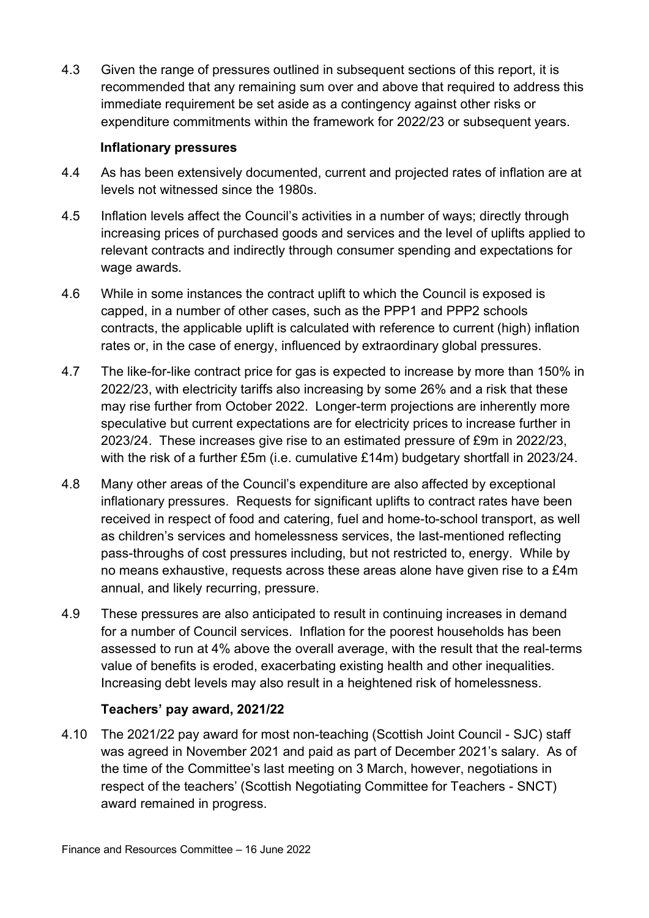4.3 Given the range of pressures outlined in subsequent sections of this report, it is recommended that any remaining sum over and above that required to address this immediate requirement be set aside as a contingency against other risks or expenditure commitments within the framework for 2022/23 or subsequent years.

**Inflationary pressures**

4.4 As has been extensively documented, current and projected rates of inflation are at levels not witnessed since the 1980s.

4.5 Inflation levels affect the Council's activities in a number of ways; directly through increasing prices of purchased goods and services and the level of uplifts applied to relevant contracts and indirectly through consumer spending and expectations for wage awards.

4.6 While in some instances the contract uplift to which the Council is exposed is capped, in a number of other cases, such as the PPP1 and PPP2 schools contracts, the applicable uplift is calculated with reference to current (high) inflation rates or, in the case of energy, influenced by extraordinary global pressures.

4.7 The like-for-like contract price for gas is expected to increase by more than 150% in 2022/23, with electricity tariffs also increasing by some 26% and a risk that these may rise further from October 2022. Longer-term projections are inherently more speculative but current expectations are for electricity prices to increase further in 2023/24. These increases give rise to an estimated pressure of £9m in 2022/23, with the risk of a further £5m (i.e. cumulative £14m) budgetary shortfall in 2023/24.

4.8 Many other areas of the Council's expenditure are also affected by exceptional inflationary pressures. Requests for significant uplifts to contract rates have been received in respect of food and catering, fuel and home-to-school transport, as well as children's services and homelessness services, the last-mentioned reflecting pass-throughs of cost pressures including, but not restricted to, energy. While by no means exhaustive, requests across these areas alone have given rise to a £4m annual, and likely recurring, pressure.

4.9 These pressures are also anticipated to result in continuing increases in demand for a number of Council services. Inflation for the poorest households has been assessed to run at 4% above the overall average, with the result that the real-terms value of benefits is eroded, exacerbating existing health and other inequalities. Increasing debt levels may also result in a heightened risk of homelessness.

**Teachers' pay award, 2021/22**

4.10 The 2021/22 pay award for most non-teaching (Scottish Joint Council - SJC) staff was agreed in November 2021 and paid as part of December 2021's salary. As of the time of the Committee's last meeting on 3 March, however, negotiations in respect of the teachers' (Scottish Negotiating Committee for Teachers - SNCT) award remained in progress.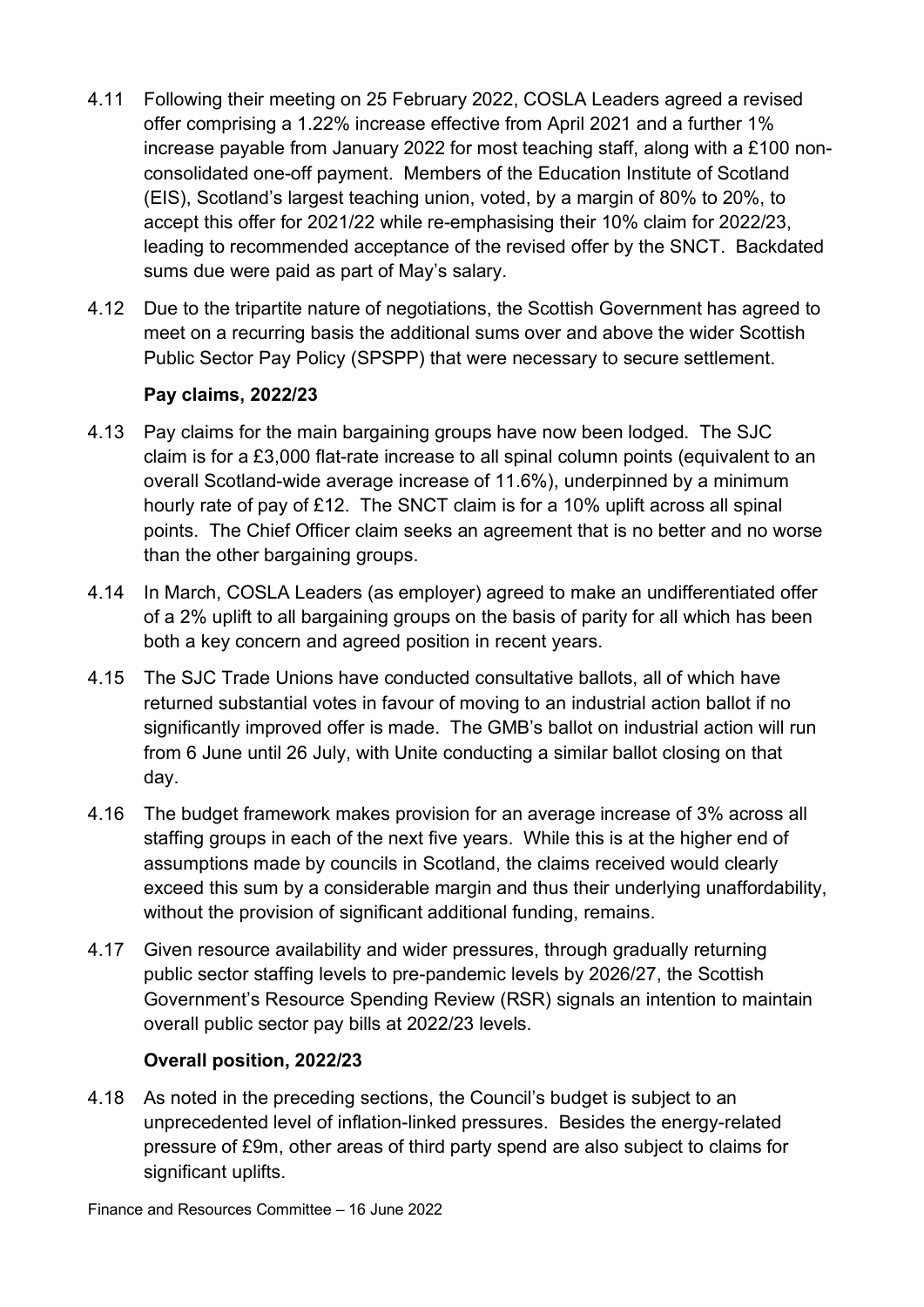4.11 Following their meeting on 25 February 2022, COSLA Leaders agreed a revised offer comprising a 1.22% increase effective from April 2021 and a further 1% increase payable from January 2022 for most teaching staff, along with a £100 non-consolidated one-off payment. Members of the Education Institute of Scotland (EIS), Scotland's largest teaching union, voted, by a margin of 80% to 20%, to accept this offer for 2021/22 while re-emphasising their 10% claim for 2022/23, leading to recommended acceptance of the revised offer by the SNCT. Backdated sums due were paid as part of May's salary.

4.12 Due to the tripartite nature of negotiations, the Scottish Government has agreed to meet on a recurring basis the additional sums over and above the wider Scottish Public Sector Pay Policy (SPSPP) that were necessary to secure settlement.

**Pay claims, 2022/23**

4.13 Pay claims for the main bargaining groups have now been lodged. The SJC claim is for a £3,000 flat-rate increase to all spinal column points (equivalent to an overall Scotland-wide average increase of 11.6%), underpinned by a minimum hourly rate of pay of £12. The SNCT claim is for a 10% uplift across all spinal points. The Chief Officer claim seeks an agreement that is no better and no worse than the other bargaining groups.

4.14 In March, COSLA Leaders (as employer) agreed to make an undifferentiated offer of a 2% uplift to all bargaining groups on the basis of parity for all which has been both a key concern and agreed position in recent years.

4.15 The SJC Trade Unions have conducted consultative ballots, all of which have returned substantial votes in favour of moving to an industrial action ballot if no significantly improved offer is made. The GMB's ballot on industrial action will run from 6 June until 26 July, with Unite conducting a similar ballot closing on that day.

4.16 The budget framework makes provision for an average increase of 3% across all staffing groups in each of the next five years. While this is at the higher end of assumptions made by councils in Scotland, the claims received would clearly exceed this sum by a considerable margin and thus their underlying unaffordability, without the provision of significant additional funding, remains.

4.17 Given resource availability and wider pressures, through gradually returning public sector staffing levels to pre-pandemic levels by 2026/27, the Scottish Government's Resource Spending Review (RSR) signals an intention to maintain overall public sector pay bills at 2022/23 levels.

**Overall position, 2022/23**

4.18 As noted in the preceding sections, the Council's budget is subject to an unprecedented level of inflation-linked pressures. Besides the energy-related pressure of £9m, other areas of third party spend are also subject to claims for significant uplifts.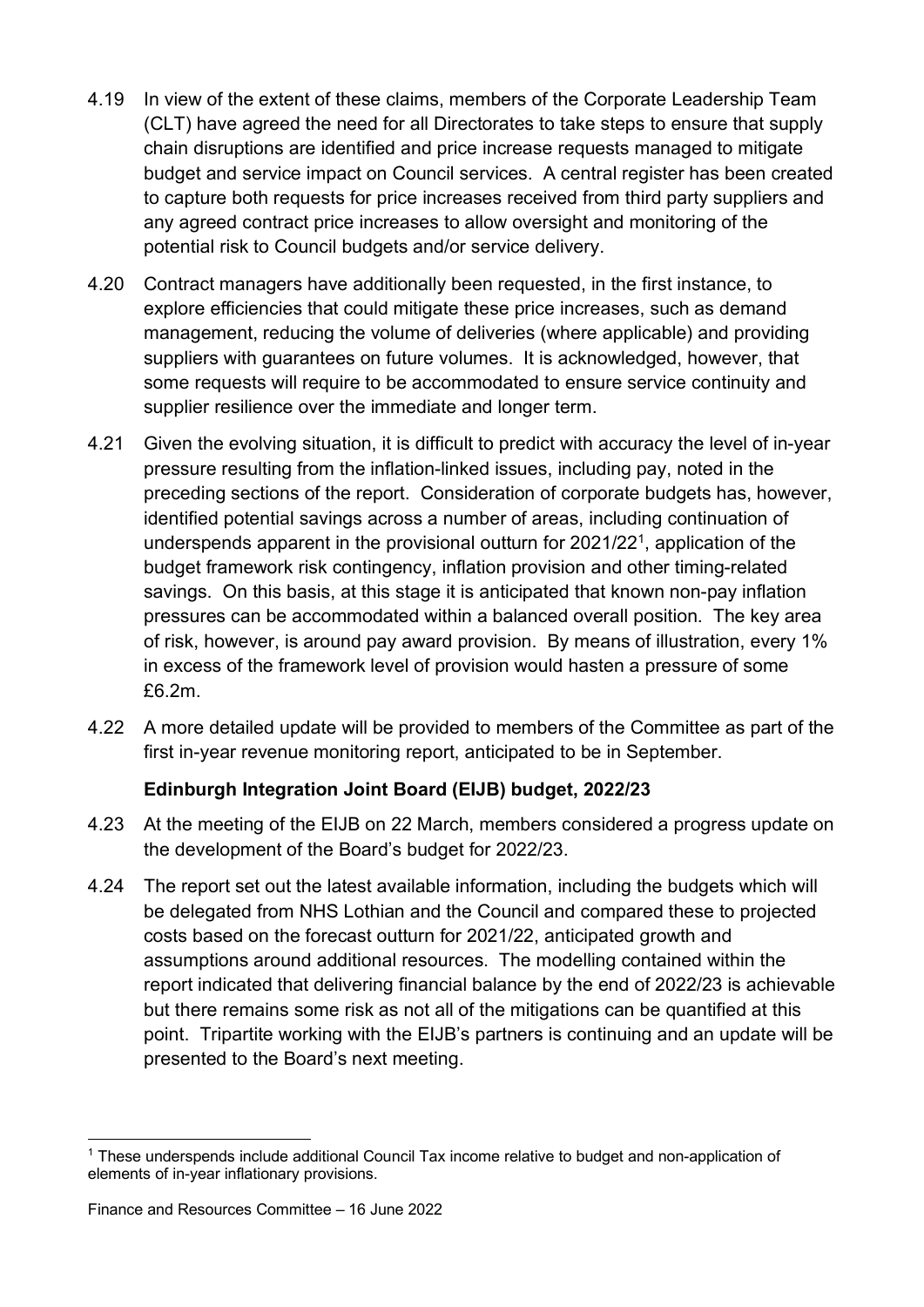4.19 In view of the extent of these claims, members of the Corporate Leadership Team (CLT) have agreed the need for all Directorates to take steps to ensure that supply chain disruptions are identified and price increase requests managed to mitigate budget and service impact on Council services. A central register has been created to capture both requests for price increases received from third party suppliers and any agreed contract price increases to allow oversight and monitoring of the potential risk to Council budgets and/or service delivery.

4.20 Contract managers have additionally been requested, in the first instance, to explore efficiencies that could mitigate these price increases, such as demand management, reducing the volume of deliveries (where applicable) and providing suppliers with guarantees on future volumes. It is acknowledged, however, that some requests will require to be accommodated to ensure service continuity and supplier resilience over the immediate and longer term.

4.21 Given the evolving situation, it is difficult to predict with accuracy the level of in-year pressure resulting from the inflation-linked issues, including pay, noted in the preceding sections of the report. Consideration of corporate budgets has, however, identified potential savings across a number of areas, including continuation of underspends apparent in the provisional outturn for 2021/22[1], application of the budget framework risk contingency, inflation provision and other timing-related savings. On this basis, at this stage it is anticipated that known non-pay inflation pressures can be accommodated within a balanced overall position. The key area of risk, however, is around pay award provision. By means of illustration, every 1% in excess of the framework level of provision would hasten a pressure of some £6.2m.

4.22 A more detailed update will be provided to members of the Committee as part of the first in-year revenue monitoring report, anticipated to be in September.

### Edinburgh Integration Joint Board (EIJB) budget, 2022/23

4.23 At the meeting of the EIJB on 22 March, members considered a progress update on the development of the Board's budget for 2022/23.

4.24 The report set out the latest available information, including the budgets which will be delegated from NHS Lothian and the Council and compared these to projected costs based on the forecast outturn for 2021/22, anticipated growth and assumptions around additional resources. The modelling contained within the report indicated that delivering financial balance by the end of 2022/23 is achievable but there remains some risk as not all of the mitigations can be quantified at this point. Tripartite working with the EIJB's partners is continuing and an update will be presented to the Board's next meeting.

---

[1] These underspends include additional Council Tax income relative to budget and non-application of elements of in-year inflationary provisions.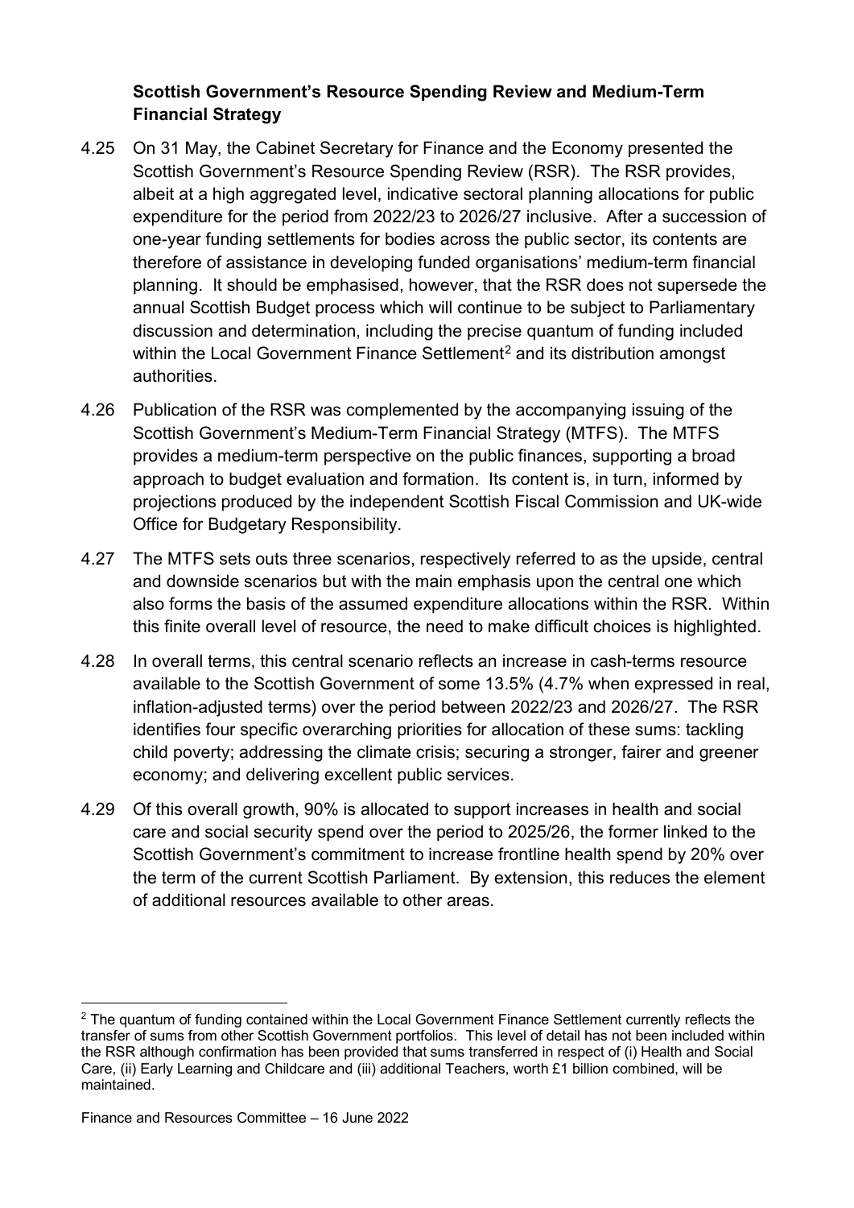**Scottish Government's Resource Spending Review and Medium-Term Financial Strategy**

4.25 On 31 May, the Cabinet Secretary for Finance and the Economy presented the Scottish Government's Resource Spending Review (RSR). The RSR provides, albeit at a high aggregated level, indicative sectoral planning allocations for public expenditure for the period from 2022/23 to 2026/27 inclusive. After a succession of one-year funding settlements for bodies across the public sector, its contents are therefore of assistance in developing funded organisations' medium-term financial planning. It should be emphasised, however, that the RSR does not supersede the annual Scottish Budget process which will continue to be subject to Parliamentary discussion and determination, including the precise quantum of funding included within the Local Government Finance Settlement[2] and its distribution amongst authorities.

4.26 Publication of the RSR was complemented by the accompanying issuing of the Scottish Government's Medium-Term Financial Strategy (MTFS). The MTFS provides a medium-term perspective on the public finances, supporting a broad approach to budget evaluation and formation. Its content is, in turn, informed by projections produced by the independent Scottish Fiscal Commission and UK-wide Office for Budgetary Responsibility.

4.27 The MTFS sets outs three scenarios, respectively referred to as the upside, central and downside scenarios but with the main emphasis upon the central one which also forms the basis of the assumed expenditure allocations within the RSR. Within this finite overall level of resource, the need to make difficult choices is highlighted.

4.28 In overall terms, this central scenario reflects an increase in cash-terms resource available to the Scottish Government of some 13.5% (4.7% when expressed in real, inflation-adjusted terms) over the period between 2022/23 and 2026/27. The RSR identifies four specific overarching priorities for allocation of these sums: tackling child poverty; addressing the climate crisis; securing a stronger, fairer and greener economy; and delivering excellent public services.

4.29 Of this overall growth, 90% is allocated to support increases in health and social care and social security spend over the period to 2025/26, the former linked to the Scottish Government's commitment to increase frontline health spend by 20% over the term of the current Scottish Parliament. By extension, this reduces the element of additional resources available to other areas.

---

[2] The quantum of funding contained within the Local Government Finance Settlement currently reflects the transfer of sums from other Scottish Government portfolios. This level of detail has not been included within the RSR although confirmation has been provided that sums transferred in respect of (i) Health and Social Care, (ii) Early Learning and Childcare and (iii) additional Teachers, worth £1 billion combined, will be maintained.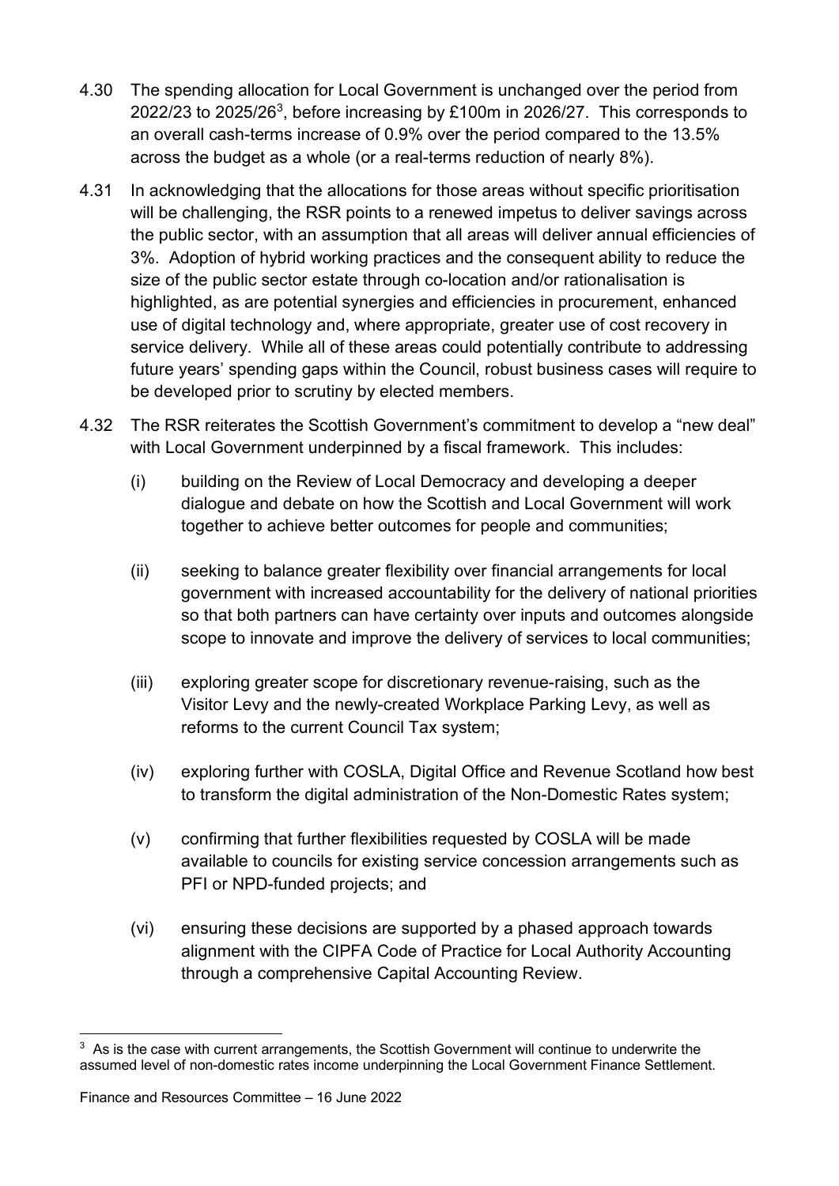4.30 The spending allocation for Local Government is unchanged over the period from 2022/23 to 2025/26[3], before increasing by £100m in 2026/27. This corresponds to an overall cash-terms increase of 0.9% over the period compared to the 13.5% across the budget as a whole (or a real-terms reduction of nearly 8%).

4.31 In acknowledging that the allocations for those areas without specific prioritisation will be challenging, the RSR points to a renewed impetus to deliver savings across the public sector, with an assumption that all areas will deliver annual efficiencies of 3%. Adoption of hybrid working practices and the consequent ability to reduce the size of the public sector estate through co-location and/or rationalisation is highlighted, as are potential synergies and efficiencies in procurement, enhanced use of digital technology and, where appropriate, greater use of cost recovery in service delivery. While all of these areas could potentially contribute to addressing future years' spending gaps within the Council, robust business cases will require to be developed prior to scrutiny by elected members.

4.32 The RSR reiterates the Scottish Government's commitment to develop a "new deal" with Local Government underpinned by a fiscal framework. This includes:

(i) building on the Review of Local Democracy and developing a deeper dialogue and debate on how the Scottish and Local Government will work together to achieve better outcomes for people and communities;

(ii) seeking to balance greater flexibility over financial arrangements for local government with increased accountability for the delivery of national priorities so that both partners can have certainty over inputs and outcomes alongside scope to innovate and improve the delivery of services to local communities;

(iii) exploring greater scope for discretionary revenue-raising, such as the Visitor Levy and the newly-created Workplace Parking Levy, as well as reforms to the current Council Tax system;

(iv) exploring further with COSLA, Digital Office and Revenue Scotland how best to transform the digital administration of the Non-Domestic Rates system;

(v) confirming that further flexibilities requested by COSLA will be made available to councils for existing service concession arrangements such as PFI or NPD-funded projects; and

(vi) ensuring these decisions are supported by a phased approach towards alignment with the CIPFA Code of Practice for Local Authority Accounting through a comprehensive Capital Accounting Review.

[3] As is the case with current arrangements, the Scottish Government will continue to underwrite the assumed level of non-domestic rates income underpinning the Local Government Finance Settlement.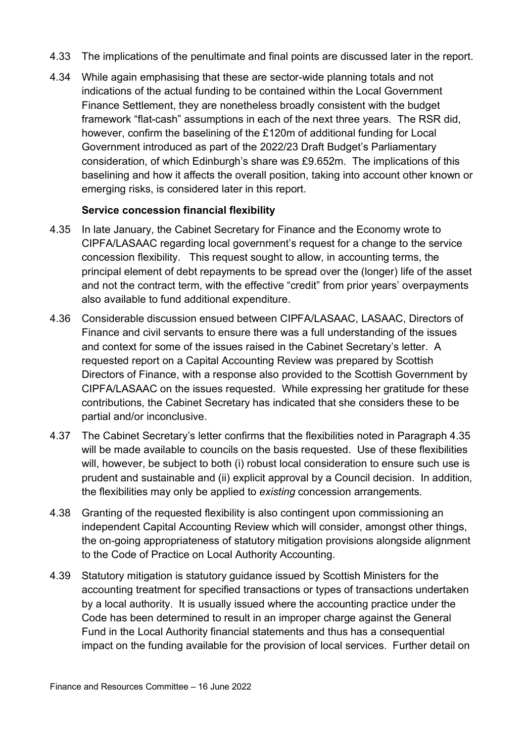4.33 The implications of the penultimate and final points are discussed later in the report.

4.34 While again emphasising that these are sector-wide planning totals and not indications of the actual funding to be contained within the Local Government Finance Settlement, they are nonetheless broadly consistent with the budget framework "flat-cash" assumptions in each of the next three years. The RSR did, however, confirm the baselining of the £120m of additional funding for Local Government introduced as part of the 2022/23 Draft Budget's Parliamentary consideration, of which Edinburgh's share was £9.652m. The implications of this baselining and how it affects the overall position, taking into account other known or emerging risks, is considered later in this report.

**Service concession financial flexibility**

4.35 In late January, the Cabinet Secretary for Finance and the Economy wrote to CIPFA/LASAAC regarding local government's request for a change to the service concession flexibility. This request sought to allow, in accounting terms, the principal element of debt repayments to be spread over the (longer) life of the asset and not the contract term, with the effective "credit" from prior years' overpayments also available to fund additional expenditure.

4.36 Considerable discussion ensued between CIPFA/LASAAC, LASAAC, Directors of Finance and civil servants to ensure there was a full understanding of the issues and context for some of the issues raised in the Cabinet Secretary's letter. A requested report on a Capital Accounting Review was prepared by Scottish Directors of Finance, with a response also provided to the Scottish Government by CIPFA/LASAAC on the issues requested. While expressing her gratitude for these contributions, the Cabinet Secretary has indicated that she considers these to be partial and/or inconclusive.

4.37 The Cabinet Secretary's letter confirms that the flexibilities noted in Paragraph 4.35 will be made available to councils on the basis requested. Use of these flexibilities will, however, be subject to both (i) robust local consideration to ensure such use is prudent and sustainable and (ii) explicit approval by a Council decision. In addition, the flexibilities may only be applied to *existing* concession arrangements.

4.38 Granting of the requested flexibility is also contingent upon commissioning an independent Capital Accounting Review which will consider, amongst other things, the on-going appropriateness of statutory mitigation provisions alongside alignment to the Code of Practice on Local Authority Accounting.

4.39 Statutory mitigation is statutory guidance issued by Scottish Ministers for the accounting treatment for specified transactions or types of transactions undertaken by a local authority. It is usually issued where the accounting practice under the Code has been determined to result in an improper charge against the General Fund in the Local Authority financial statements and thus has a consequential impact on the funding available for the provision of local services. Further detail on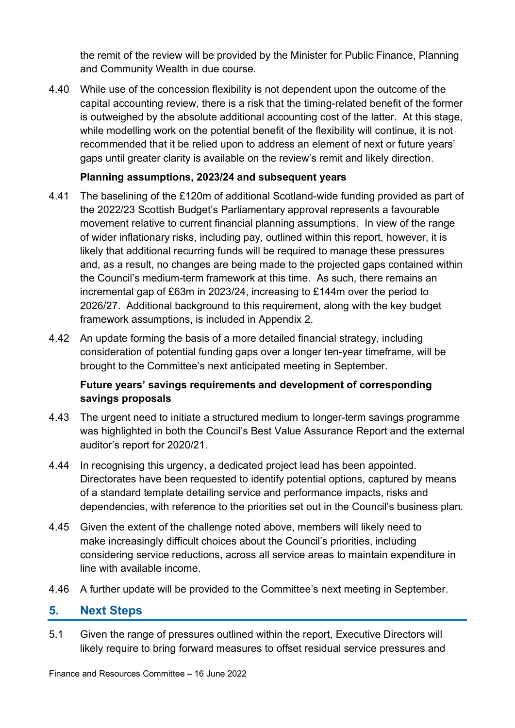the remit of the review will be provided by the Minister for Public Finance, Planning and Community Wealth in due course.

4.40 While use of the concession flexibility is not dependent upon the outcome of the capital accounting review, there is a risk that the timing-related benefit of the former is outweighed by the absolute additional accounting cost of the latter. At this stage, while modelling work on the potential benefit of the flexibility will continue, it is not recommended that it be relied upon to address an element of next or future years' gaps until greater clarity is available on the review's remit and likely direction.

**Planning assumptions, 2023/24 and subsequent years**

4.41 The baselining of the £120m of additional Scotland-wide funding provided as part of the 2022/23 Scottish Budget's Parliamentary approval represents a favourable movement relative to current financial planning assumptions. In view of the range of wider inflationary risks, including pay, outlined within this report, however, it is likely that additional recurring funds will be required to manage these pressures and, as a result, no changes are being made to the projected gaps contained within the Council's medium-term framework at this time. As such, there remains an incremental gap of £63m in 2023/24, increasing to £144m over the period to 2026/27. Additional background to this requirement, along with the key budget framework assumptions, is included in Appendix 2.

4.42 An update forming the basis of a more detailed financial strategy, including consideration of potential funding gaps over a longer ten-year timeframe, will be brought to the Committee's next anticipated meeting in September.

**Future years' savings requirements and development of corresponding savings proposals**

4.43 The urgent need to initiate a structured medium to longer-term savings programme was highlighted in both the Council's Best Value Assurance Report and the external auditor's report for 2020/21.

4.44 In recognising this urgency, a dedicated project lead has been appointed. Directorates have been requested to identify potential options, captured by means of a standard template detailing service and performance impacts, risks and dependencies, with reference to the priorities set out in the Council's business plan.

4.45 Given the extent of the challenge noted above, members will likely need to make increasingly difficult choices about the Council's priorities, including considering service reductions, across all service areas to maintain expenditure in line with available income.

4.46 A further update will be provided to the Committee's next meeting in September.

## 5. Next Steps

5.1 Given the range of pressures outlined within the report, Executive Directors will likely require to bring forward measures to offset residual service pressures and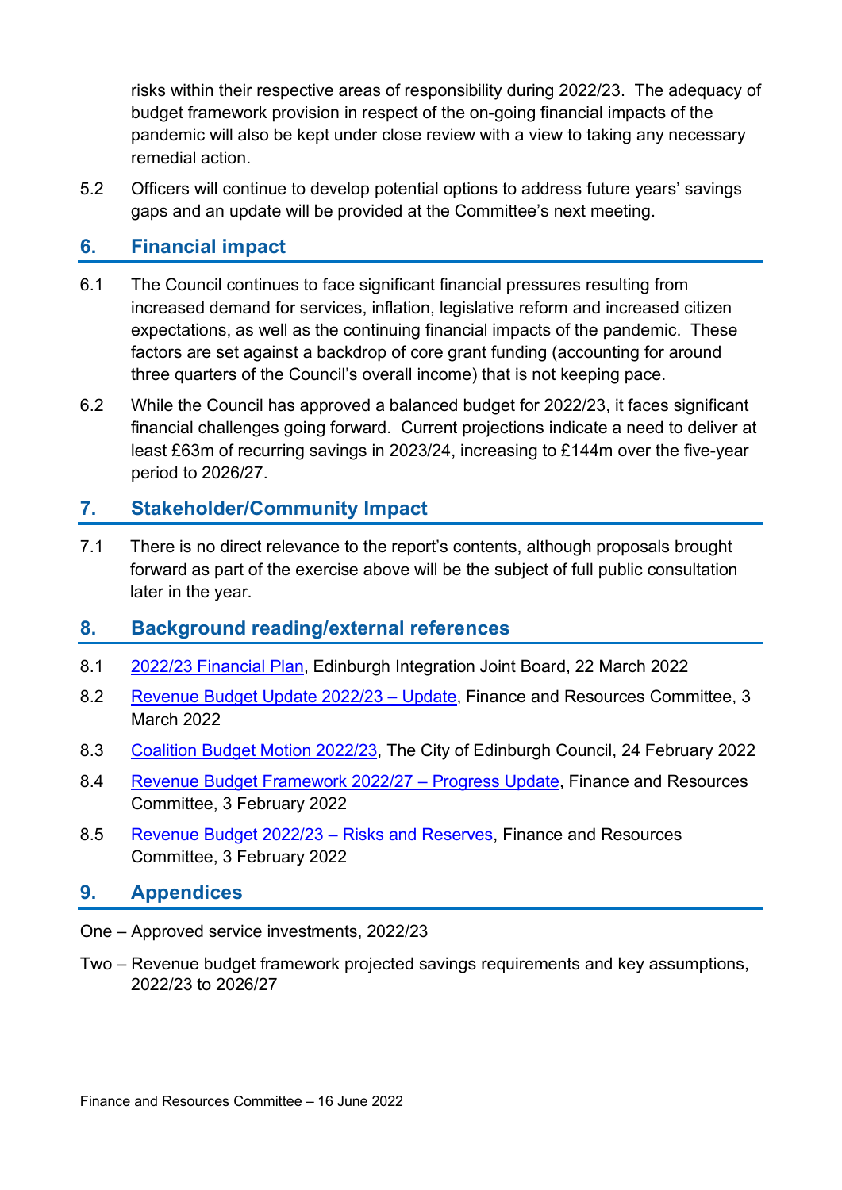risks within their respective areas of responsibility during 2022/23. The adequacy of budget framework provision in respect of the on-going financial impacts of the pandemic will also be kept under close review with a view to taking any necessary remedial action.

5.2 Officers will continue to develop potential options to address future years' savings gaps and an update will be provided at the Committee's next meeting.

## 6. Financial impact

6.1 The Council continues to face significant financial pressures resulting from increased demand for services, inflation, legislative reform and increased citizen expectations, as well as the continuing financial impacts of the pandemic. These factors are set against a backdrop of core grant funding (accounting for around three quarters of the Council's overall income) that is not keeping pace.

6.2 While the Council has approved a balanced budget for 2022/23, it faces significant financial challenges going forward. Current projections indicate a need to deliver at least £63m of recurring savings in 2023/24, increasing to £144m over the five-year period to 2026/27.

## 7. Stakeholder/Community Impact

7.1 There is no direct relevance to the report's contents, although proposals brought forward as part of the exercise above will be the subject of full public consultation later in the year.

## 8. Background reading/external references

8.1 2022/23 Financial Plan, Edinburgh Integration Joint Board, 22 March 2022

8.2 Revenue Budget Update 2022/23 – Update, Finance and Resources Committee, 3 March 2022

8.3 Coalition Budget Motion 2022/23, The City of Edinburgh Council, 24 February 2022

8.4 Revenue Budget Framework 2022/27 – Progress Update, Finance and Resources Committee, 3 February 2022

8.5 Revenue Budget 2022/23 – Risks and Reserves, Finance and Resources Committee, 3 February 2022

## 9. Appendices

One – Approved service investments, 2022/23

Two – Revenue budget framework projected savings requirements and key assumptions, 2022/23 to 2026/27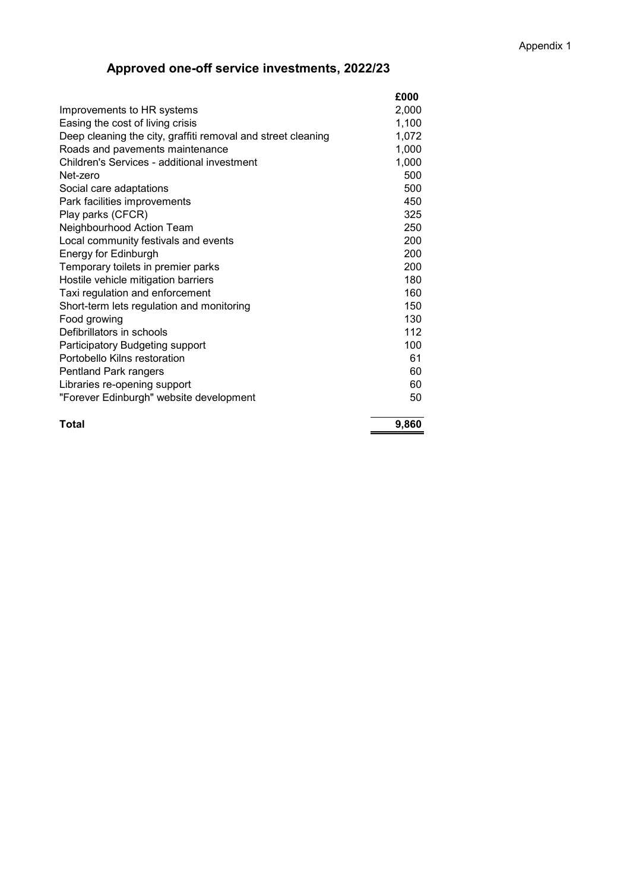Appendix 1

# Approved one-off service investments, 2022/23

| | £000 |
|---|---|
| Improvements to HR systems | 2,000 |
| Easing the cost of living crisis | 1,100 |
| Deep cleaning the city, graffiti removal and street cleaning | 1,072 |
| Roads and pavements maintenance | 1,000 |
| Children's Services - additional investment | 1,000 |
| Net-zero | 500 |
| Social care adaptations | 500 |
| Park facilities improvements | 450 |
| Play parks (CFCR) | 325 |
| Neighbourhood Action Team | 250 |
| Local community festivals and events | 200 |
| Energy for Edinburgh | 200 |
| Temporary toilets in premier parks | 200 |
| Hostile vehicle mitigation barriers | 180 |
| Taxi regulation and enforcement | 160 |
| Short-term lets regulation and monitoring | 150 |
| Food growing | 130 |
| Defibrillators in schools | 112 |
| Participatory Budgeting support | 100 |
| Portobello Kilns restoration | 61 |
| Pentland Park rangers | 60 |
| Libraries re-opening support | 60 |
| "Forever Edinburgh" website development | 50 |
| **Total** | **9,860** |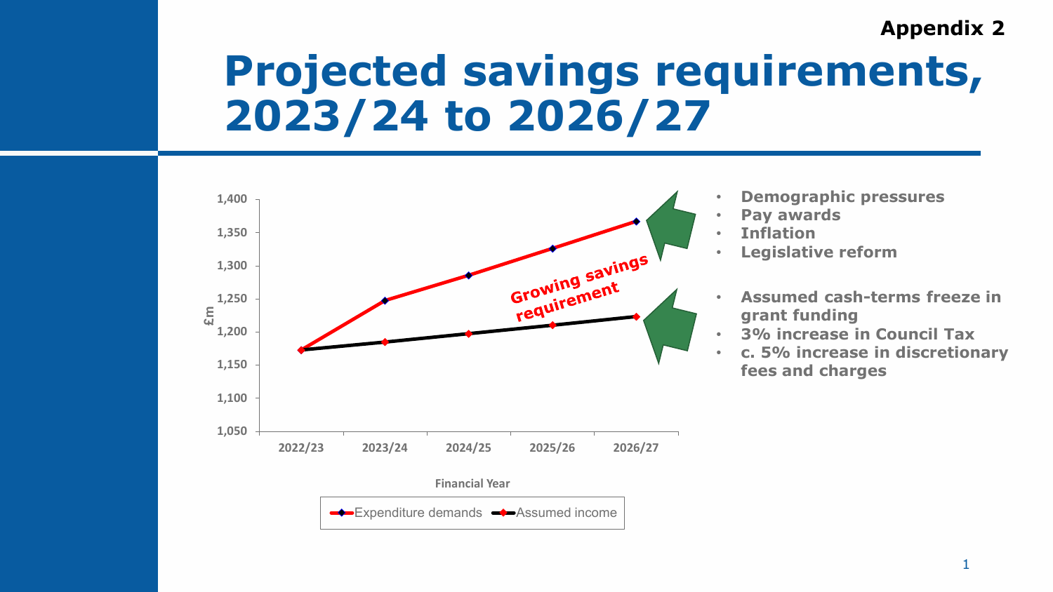Appendix 2

# Projected savings requirements, 2023/24 to 2026/27

- Demographic pressures
- Pay awards
- Inflation
- Legislative reform

- Assumed cash-terms freeze in grant funding
- 3% increase in Council Tax
- c. 5% increase in discretionary fees and charges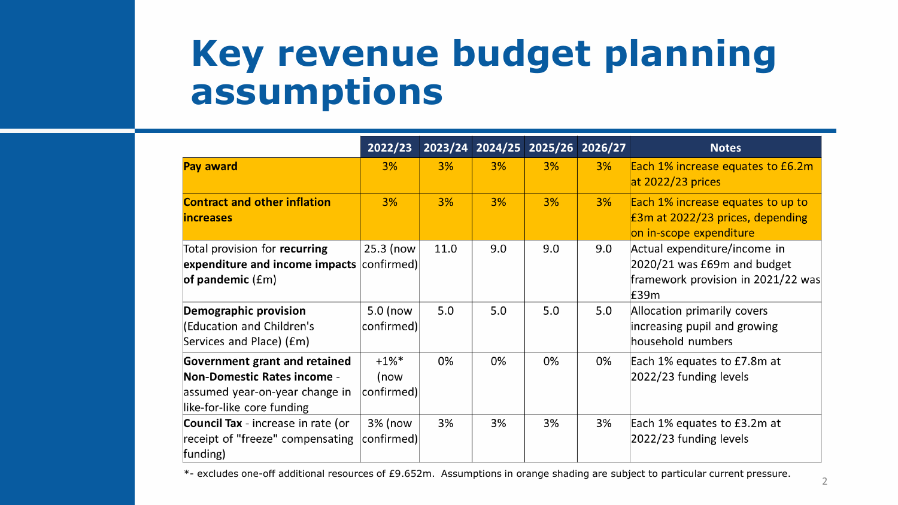# Key revenue budget planning assumptions

| | 2022/23 | 2023/24 | 2024/25 | 2025/26 | 2026/27 | Notes |
|---|---|---|---|---|---|---|
| **Pay award** | 3% | 3% | 3% | 3% | 3% | Each 1% increase equates to £6.2m at 2022/23 prices |
| **Contract and other inflation increases** | 3% | 3% | 3% | 3% | 3% | Each 1% increase equates to up to £3m at 2022/23 prices, depending on in-scope expenditure |
| Total provision for **recurring expenditure and income impacts of pandemic** (£m) | 25.3 (now confirmed) | 11.0 | 9.0 | 9.0 | 9.0 | Actual expenditure/income in 2020/21 was £69m and budget framework provision in 2021/22 was £39m |
| **Demographic provision** (Education and Children's Services and Place) (£m) | 5.0 (now confirmed) | 5.0 | 5.0 | 5.0 | 5.0 | Allocation primarily covers increasing pupil and growing household numbers |
| **Government grant and retained Non-Domestic Rates income** - assumed year-on-year change in like-for-like core funding | +1%* (now confirmed) | 0% | 0% | 0% | 0% | Each 1% equates to £7.8m at 2022/23 funding levels |
| **Council Tax** - increase in rate (or receipt of "freeze" compensating funding) | 3% (now confirmed) | 3% | 3% | 3% | 3% | Each 1% equates to £3.2m at 2022/23 funding levels |

*- excludes one-off additional resources of £9.652m. Assumptions in orange shading are subject to particular current pressure.